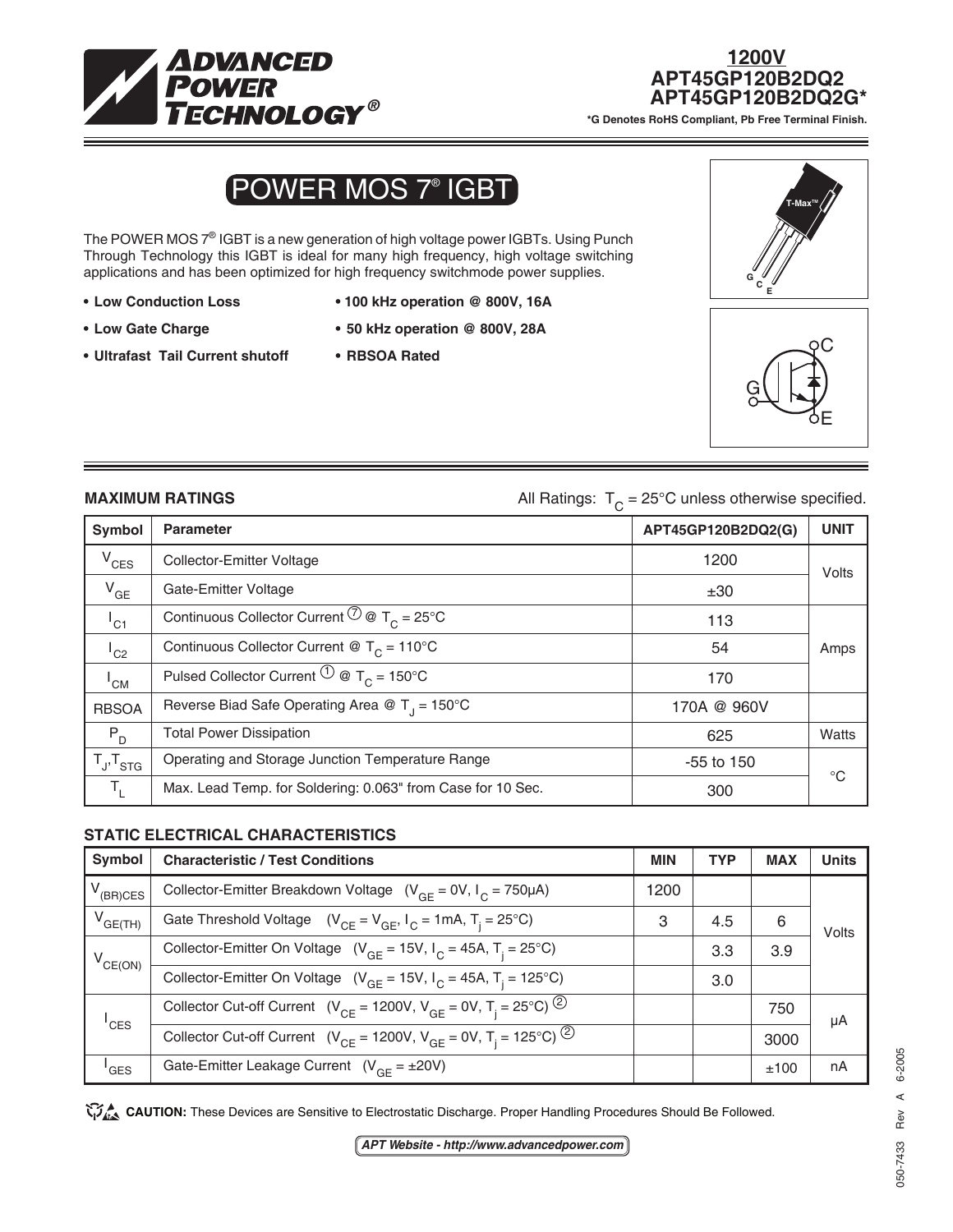**1200V**
**APT45GP120B2DQ2**
**APT45GP120B2DQ2G***

***G Denotes RoHS Compliant, Pb Free Terminal Finish.**

# POWER MOS 7® IGBT

The POWER MOS 7® IGBT is a new generation of high voltage power IGBTs. Using Punch Through Technology this IGBT is ideal for many high frequency, high voltage switching applications and has been optimized for high frequency switchmode power supplies.

- **Low Conduction Loss**
- **Low Gate Charge**
- **Ultrafast Tail Current shutoff**
- **100 kHz operation @ 800V, 16A**
- **50 kHz operation @ 800V, 28A**
- **RBSOA Rated**

T-Max™

G C E

C G E

## MAXIMUM RATINGS

All Ratings: $T_C = 25°C$ unless otherwise specified.

| Symbol | Parameter | APT45GP120B2DQ2(G) | UNIT |
|---|---|---|---|
| $V_{CES}$ | Collector-Emitter Voltage | 1200 | Volts |
| $V_{GE}$ | Gate-Emitter Voltage | ±30 | |
| $I_{C1}$ | Continuous Collector Current [7] @ $T_C = 25°C$ | 113 | Amps |
| $I_{C2}$ | Continuous Collector Current @ $T_C = 110°C$ | 54 | |
| $I_{CM}$ | Pulsed Collector Current [1] @ $T_C = 150°C$ | 170 | |
| RBSOA | Reverse Biad Safe Operating Area @ $T_J = 150°C$ | 170A @ 960V | |
| $P_D$ | Total Power Dissipation | 625 | Watts |
| $T_J, T_{STG}$ | Operating and Storage Junction Temperature Range | -55 to 150 | °C |
| $T_L$ | Max. Lead Temp. for Soldering: 0.063" from Case for 10 Sec. | 300 | |

## STATIC ELECTRICAL CHARACTERISTICS

| Symbol | Characteristic / Test Conditions | MIN | TYP | MAX | Units |
|---|---|---|---|---|---|
| $V_{(BR)CES}$ | Collector-Emitter Breakdown Voltage ($V_{GE} = 0V$, $I_C = 750\mu A$) | 1200 | | | Volts |
| $V_{GE(TH)}$ | Gate Threshold Voltage ($V_{CE} = V_{GE}$, $I_C = 1mA$, $T_j = 25°C$) | 3 | 4.5 | 6 | |
| $V_{CE(ON)}$ | Collector-Emitter On Voltage ($V_{GE} = 15V$, $I_C = 45A$, $T_j = 25°C$) | | 3.3 | 3.9 | |
| | Collector-Emitter On Voltage ($V_{GE} = 15V$, $I_C = 45A$, $T_j = 125°C$) | | 3.0 | | |
| $I_{CES}$ | Collector Cut-off Current ($V_{CE} = 1200V$, $V_{GE} = 0V$, $T_j = 25°C$) [2] | | | 750 | μA |
| | Collector Cut-off Current ($V_{CE} = 1200V$, $V_{GE} = 0V$, $T_j = 125°C$) [2] | | | 3000 | |
| $I_{GES}$ | Gate-Emitter Leakage Current ($V_{GE} = ±20V$) | | | ±100 | nA |

**CAUTION:** These Devices are Sensitive to Electrostatic Discharge. Proper Handling Procedures Should Be Followed.

***APT Website - http://www.advancedpower.com***

050-7433 Rev A 6-2005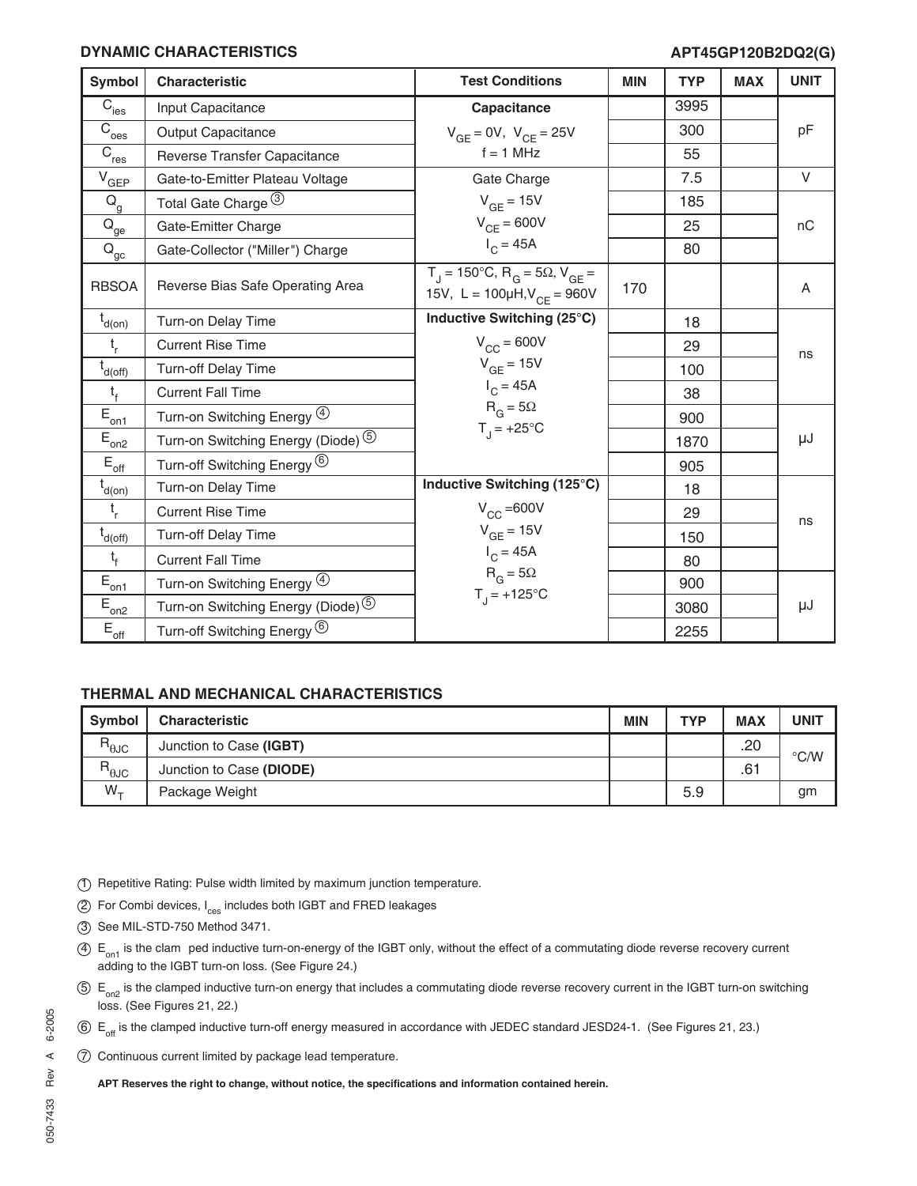## DYNAMIC CHARACTERISTICS

**APT45GP120B2DQ2(G)**

| Symbol | Characteristic | Test Conditions | MIN | TYP | MAX | UNIT |
|---|---|---|---|---|---|---|
| $C_{ies}$ | Input Capacitance | **Capacitance** | | 3995 | | pF |
| $C_{oes}$ | Output Capacitance | $V_{GE} = 0V$, $V_{CE} = 25V$ | | 300 | | |
| $C_{res}$ | Reverse Transfer Capacitance | f = 1 MHz | | 55 | | |
| $V_{GEP}$ | Gate-to-Emitter Plateau Voltage | Gate Charge | | 7.5 | | V |
| $Q_g$ | Total Gate Charge (3) | $V_{GE} = 15V$ | | 185 | | nC |
| $Q_{ge}$ | Gate-Emitter Charge | $V_{CE} = 600V$ | | 25 | | |
| $Q_{gc}$ | Gate-Collector ("Miller") Charge | $I_C = 45A$ | | 80 | | |
| RBSOA | Reverse Bias Safe Operating Area | $T_J = 150°C$, $R_G = 5\Omega$, $V_{GE} =$ 15V, L = 100μH, $V_{CE} = 960V$ | 170 | | | A |
| $t_{d(on)}$ | Turn-on Delay Time | **Inductive Switching (25°C)** | | 18 | | ns |
| $t_r$ | Current Rise Time | $V_{CC} = 600V$ | | 29 | | |
| $t_{d(off)}$ | Turn-off Delay Time | $V_{GE} = 15V$ | | 100 | | |
| $t_f$ | Current Fall Time | $I_C = 45A$ | | 38 | | |
| $E_{on1}$ | Turn-on Switching Energy (4) | $R_G = 5\Omega$ | | 900 | | μJ |
| $E_{on2}$ | Turn-on Switching Energy (Diode) (5) | $T_J = +25°C$ | | 1870 | | |
| $E_{off}$ | Turn-off Switching Energy (6) | | | 905 | | |
| $t_{d(on)}$ | Turn-on Delay Time | **Inductive Switching (125°C)** | | 18 | | ns |
| $t_r$ | Current Rise Time | $V_{CC} = 600V$ | | 29 | | |
| $t_{d(off)}$ | Turn-off Delay Time | $V_{GE} = 15V$ | | 150 | | |
| $t_f$ | Current Fall Time | $I_C = 45A$ | | 80 | | |
| $E_{on1}$ | Turn-on Switching Energy (4) | $R_G = 5\Omega$ | | 900 | | μJ |
| $E_{on2}$ | Turn-on Switching Energy (Diode) (5) | $T_J = +125°C$ | | 3080 | | |
| $E_{off}$ | Turn-off Switching Energy (6) | | | 2255 | | |

## THERMAL AND MECHANICAL CHARACTERISTICS

| Symbol | Characteristic | MIN | TYP | MAX | UNIT |
|---|---|---|---|---|---|
| $R_{\theta JC}$ | Junction to Case **(IGBT)** | | | .20 | °C/W |
| $R_{\theta JC}$ | Junction to Case **(DIODE)** | | | .61 | |
| $W_T$ | Package Weight | | 5.9 | | gm |

(1) Repetitive Rating: Pulse width limited by maximum junction temperature.

(2) For Combi devices, $I_{ces}$ includes both IGBT and FRED leakages

(3) See MIL-STD-750 Method 3471.

(4) $E_{on1}$ is the clam ped inductive turn-on-energy of the IGBT only, without the effect of a commutating diode reverse recovery current adding to the IGBT turn-on loss. (See Figure 24.)

(5) $E_{on2}$ is the clamped inductive turn-on energy that includes a commutating diode reverse recovery current in the IGBT turn-on switching loss. (See Figures 21, 22.)

(6) $E_{off}$ is the clamped inductive turn-off energy measured in accordance with JEDEC standard JESD24-1. (See Figures 21, 23.)

(7) Continuous current limited by package lead temperature.

**APT Reserves the right to change, without notice, the specifications and information contained herein.**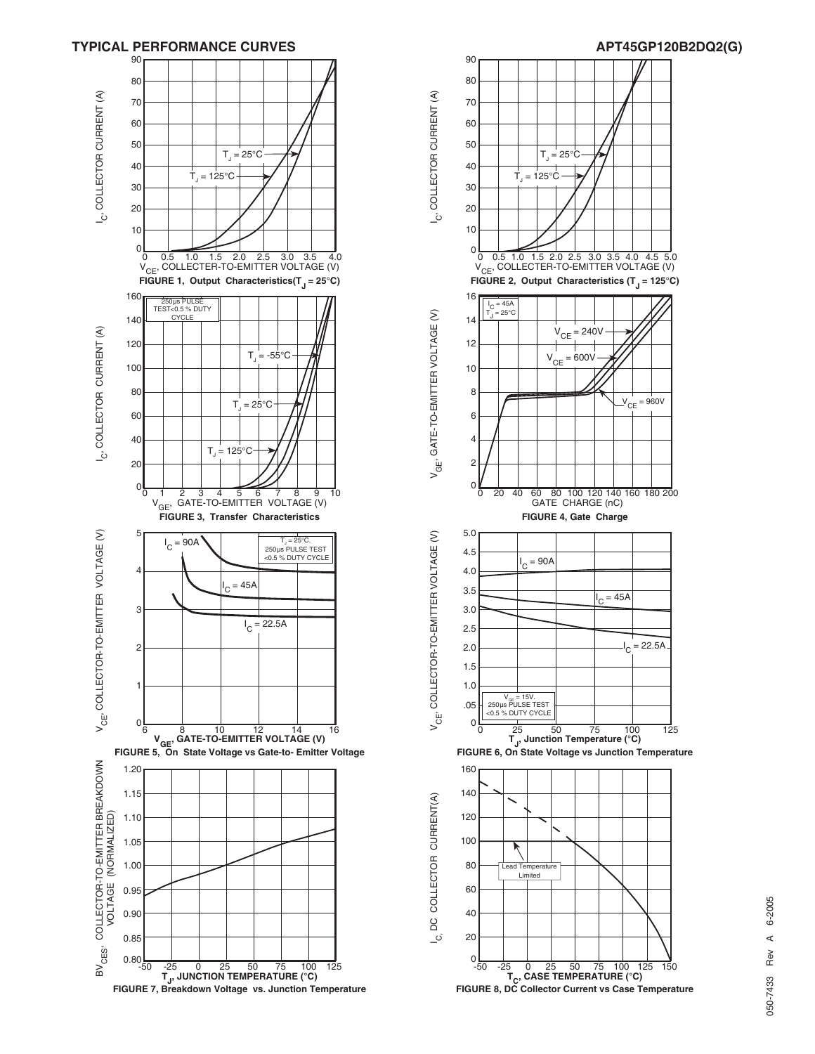## TYPICAL PERFORMANCE CURVES

APT45GP120B2DQ2(G)

$I_C$, COLLECTOR CURRENT (A)

$T_J$ = 25°C

$T_J$ = 125°C

$V_{CE}$, COLLECTER-TO-EMITTER VOLTAGE (V)

FIGURE 1, Output Characteristics($T_J$ = 25°C)

$I_C$, COLLECTOR CURRENT (A)

$T_J$ = 25°C

$T_J$ = 125°C

$V_{CE}$, COLLECTER-TO-EMITTER VOLTAGE (V)

FIGURE 2, Output Characteristics ($T_J$ = 125°C)

$I_C$, COLLECTOR CURRENT (A)

250µs PULSE TEST<0.5 % DUTY CYCLE

$T_J$ = -55°C

$T_J$ = 25°C

$T_J$ = 125°C

$V_{GE}$, GATE-TO-EMITTER VOLTAGE (V)

FIGURE 3, Transfer Characteristics

$V_{GE}$, GATE-TO-EMITTER VOLTAGE (V)

$I_C$ = 45A
$T_J$ = 25°C

$V_{CE}$ = 240V

$V_{CE}$ = 600V

$V_{CE}$ = 960V

GATE CHARGE (nC)

FIGURE 4, Gate Charge

$V_{CE}$, COLLECTOR-TO-EMITTER VOLTAGE (V)

$I_C$ = 90A

$T_J$ = 25°C.
250µs PULSE TEST
<0.5 % DUTY CYCLE

$I_C$ = 45A

$I_C$ = 22.5A

$V_{GE}$, GATE-TO-EMITTER VOLTAGE (V)

FIGURE 5, On State Voltage vs Gate-to- Emitter Voltage

$V_{CE}$, COLLECTOR-TO-EMITTER VOLTAGE (V)

$I_C$ = 90A

$I_C$ = 45A

$I_C$ = 22.5A

$V_{GE}$ = 15V.
250µs PULSE TEST
<0.5 % DUTY CYCLE

$T_J$, Junction Temperature (°C)

FIGURE 6, On State Voltage vs Junction Temperature

$BV_{CES}$, COLLECTOR-TO-EMITTER BREAKDOWN VOLTAGE (NORMALIZED)

$T_J$, JUNCTION TEMPERATURE (°C)

FIGURE 7, Breakdown Voltage vs. Junction Temperature

$I_C$, DC COLLECTOR CURRENT(A)

Lead Temperature Limited

$T_C$, CASE TEMPERATURE (°C)

FIGURE 8, DC Collector Current vs Case Temperature

050-7433 Rev A 6-2005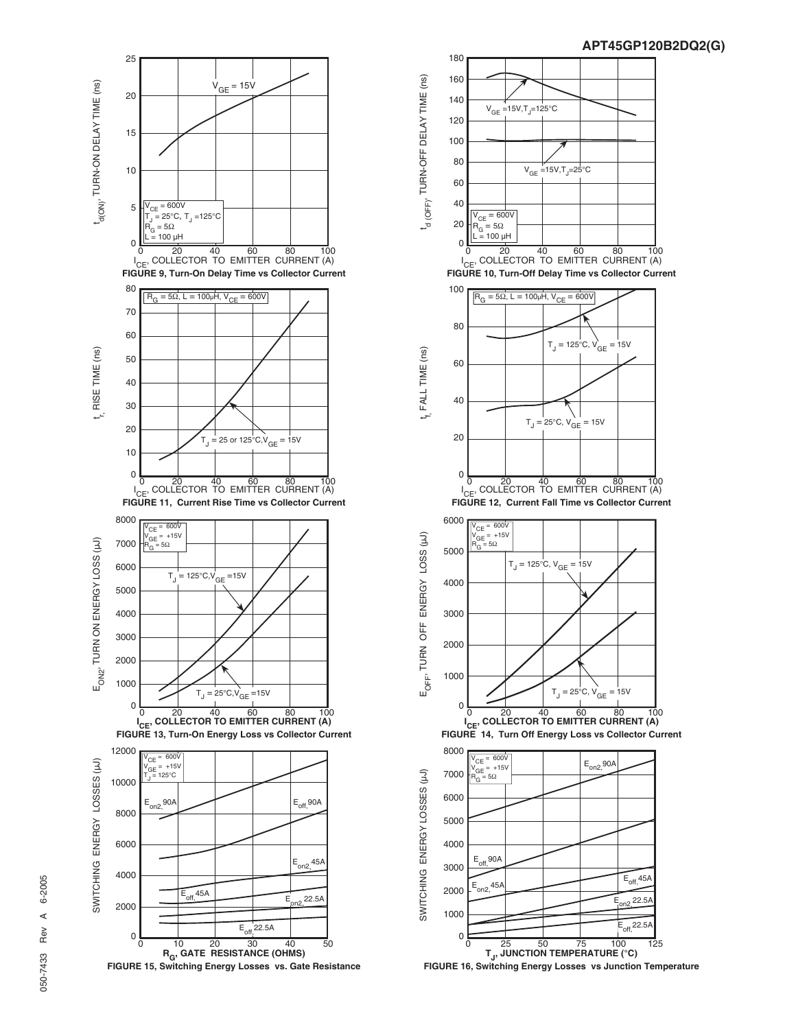FIGURE 9, Turn-On Delay Time vs Collector Current

FIGURE 10, Turn-Off Delay Time vs Collector Current

FIGURE 11, Current Rise Time vs Collector Current

FIGURE 12, Current Fall Time vs Collector Current

FIGURE 13, Turn-On Energy Loss vs Collector Current

FIGURE 14, Turn Off Energy Loss vs Collector Current

FIGURE 15, Switching Energy Losses vs. Gate Resistance

FIGURE 16, Switching Energy Losses vs Junction Temperature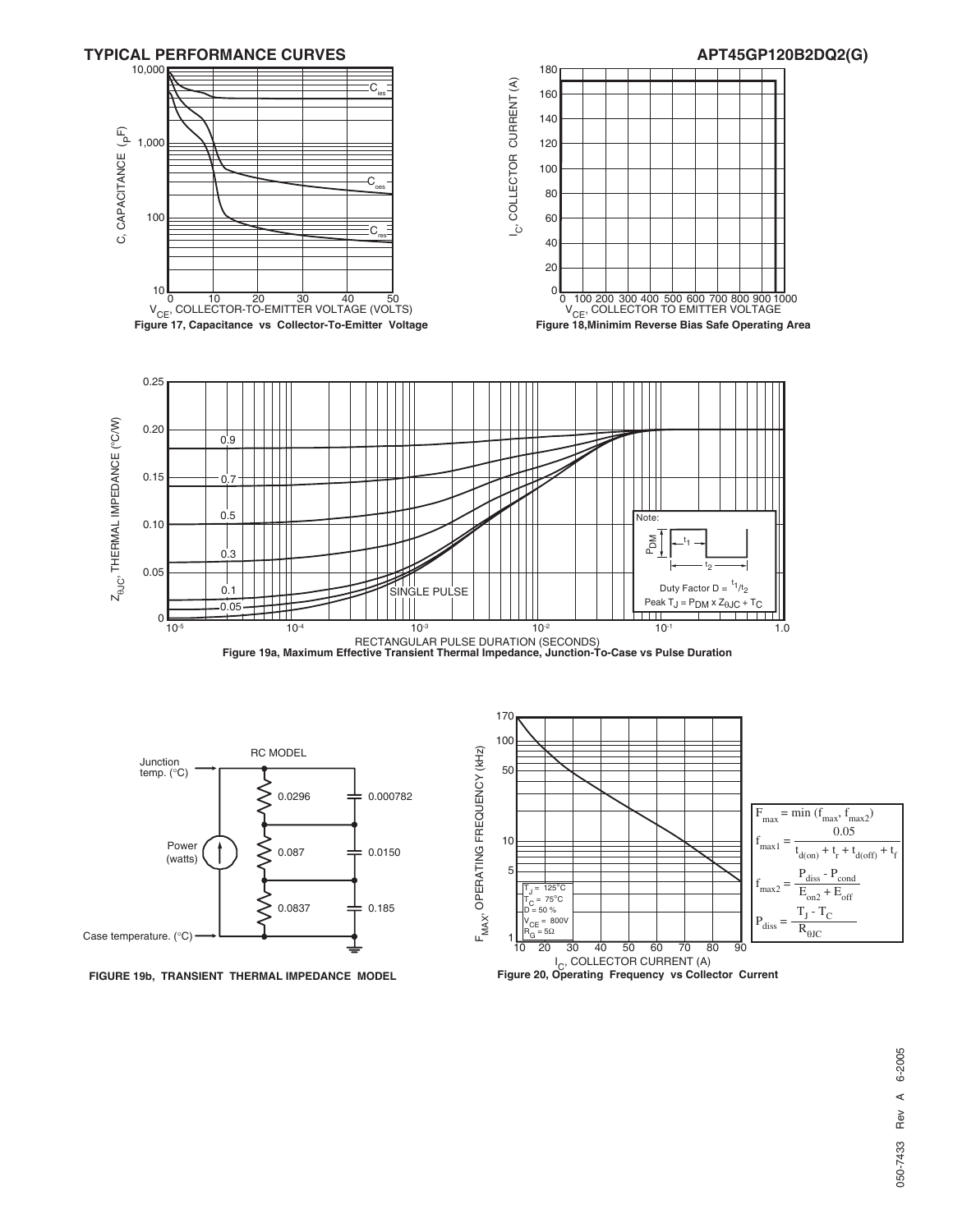## TYPICAL PERFORMANCE CURVES

C, CAPACITANCE (pF)

10,000
1,000
100
10

$C_{ies}$
$C_{oes}$
$C_{res}$

0 10 20 30 40 50

$V_{CE}$, COLLECTOR-TO-EMITTER VOLTAGE (VOLTS)

**Figure 17, Capacitance vs Collector-To-Emitter Voltage**

$I_C$, COLLECTOR CURRENT (A)

180
160
140
120
100
80
60
40
20
0

0 100 200 300 400 500 600 700 800 900 1000

$V_{CE}$, COLLECTOR TO EMITTER VOLTAGE

**Figure 18,Minimim Reverse Bias Safe Operating Area**

$Z_{\theta JC}$, THERMAL IMPEDANCE (°C/W)

0.25
0.20
0.15
0.10
0.05
0

0.9
0.7
0.5
0.3
0.1
0.05
SINGLE PULSE

Note:
$P_{DM}$
$t_1$
$t_2$
Duty Factor D = $t_1/t_2$
Peak $T_J = P_{DM} \times Z_{\theta JC} + T_C$

$10^{-5}$ $10^{-4}$ $10^{-3}$ $10^{-2}$ $10^{-1}$ 1.0

RECTANGULAR PULSE DURATION (SECONDS)

**Figure 19a, Maximum Effective Transient Thermal Impedance, Junction-To-Case vs Pulse Duration**

RC MODEL

Junction temp. (°C)

Power (watts)

Case temperature. (°C)

0.0296 0.000782
0.087 0.0150
0.0837 0.185

**FIGURE 19b, TRANSIENT THERMAL IMPEDANCE MODEL**

$F_{MAX}$, OPERATING FREQUENCY (kHz)

170
100
50
10
5
1

10 20 30 40 50 60 70 80 90

$I_C$, COLLECTOR CURRENT (A)

$T_J$ = 125°C
$T_C$ = 75°C
D = 50 %
$V_{CE}$ = 800V
$R_G$ = 5Ω

$$F_{max} = \min(f_{max}, f_{max2})$$

$$f_{max1} = \frac{0.05}{t_{d(on)} + t_r + t_{d(off)} + t_f}$$

$$f_{max2} = \frac{P_{diss} - P_{cond}}{E_{on2} + E_{off}}$$

$$P_{diss} = \frac{T_J - T_C}{R_{\theta JC}}$$

**Figure 20, Operating Frequency vs Collector Current**

050-7433 Rev A 6-2005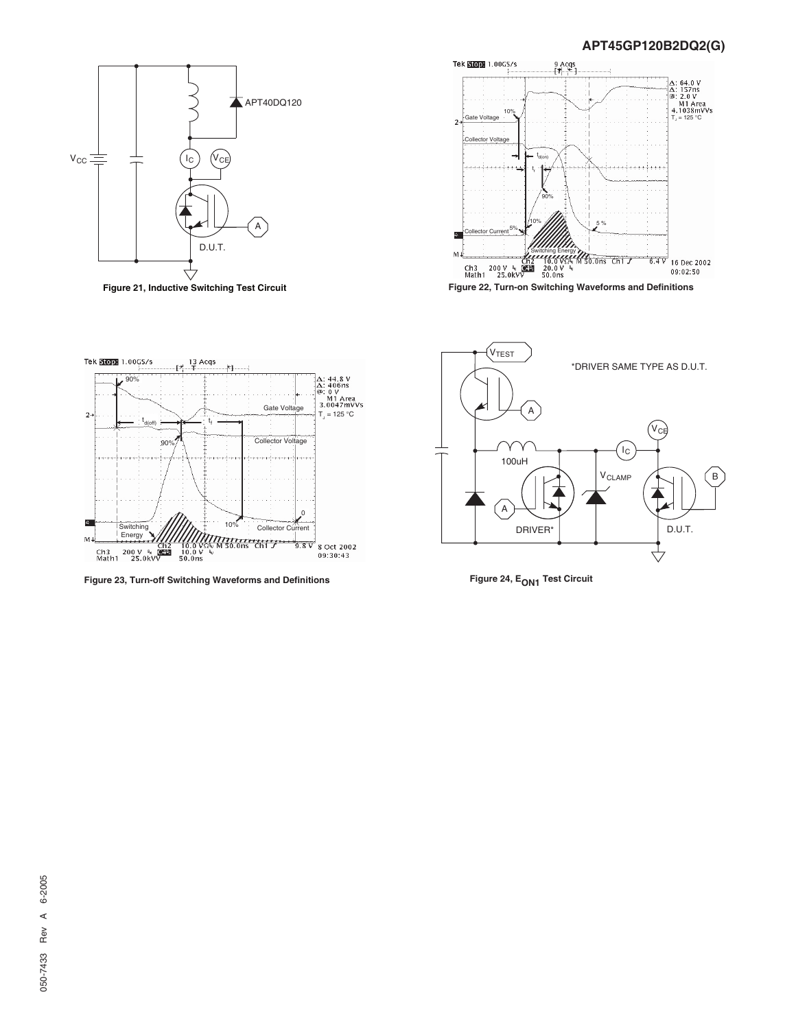APT40DQ120

$V_{CC}$

$I_C$

$V_{CE}$

A

D.U.T.

Figure 21, Inductive Switching Test Circuit

Tek Stop: 1.00GS/s 9 Acqs

Δ: 64.0 V
Δ: 157ns
@: 2.0 V
M1 Area
4.1038mVVs
$T_J$ = 125 °C

Gate Voltage

10%

Collector Voltage

$t_{d(on)}$

$t_r$

90%

10%

5%

5 %

Collector Current

Switching Energy

Ch3 200 V Ch2 10.0 V M 50.0ns Ch1 6.4 V 16 Dec 2002
Math1 25.0kVV 20.0 V 50.0ns 09:02:50

Figure 22, Turn-on Switching Waveforms and Definitions

Tek Stop: 1.00GS/s 13 Acqs

90%

Δ: 44.8 V
Δ: 406ns
@: 0 V
M1 Area
3.0047mVVs

Gate Voltage

$t_{d(off)}$

$t_f$

$T_J$ = 125 °C

90%

Collector Voltage

0

10%

Collector Current

Switching Energy

Ch3 200 V Ch2 10.0 V M 50.0ns Ch1 9.8 V 8 Oct 2002
Math1 25.0kVV 10.0 V 50.0ns 09:30:43

Figure 23, Turn-off Switching Waveforms and Definitions

$V_{TEST}$

*DRIVER SAME TYPE AS D.U.T.

A

$V_{CE}$

100uH

$I_C$

$V_{CLAMP}$

B

A

DRIVER*

D.U.T.

Figure 24, $E_{ON1}$ Test Circuit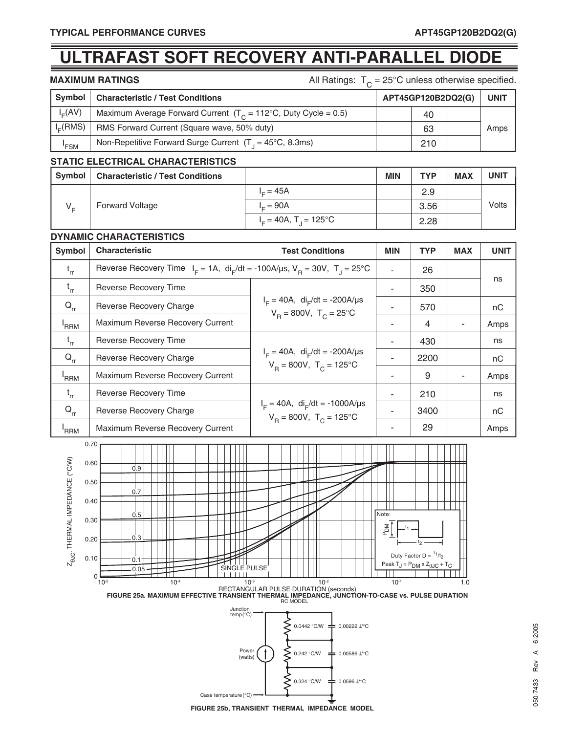# ULTRAFAST SOFT RECOVERY ANTI-PARALLEL DIODE

**MAXIMUM RATINGS**

All Ratings: $T_C = 25°C$ unless otherwise specified.

| Symbol | Characteristic / Test Conditions | APT45GP120B2DQ2(G) | UNIT |
|---|---|---|---|
| $I_F(AV)$ | Maximum Average Forward Current ($T_C = 112°C$, Duty Cycle = 0.5) | 40 | Amps |
| $I_F(RMS)$ | RMS Forward Current (Square wave, 50% duty) | 63 | Amps |
| $I_{FSM}$ | Non-Repetitive Forward Surge Current ($T_J = 45°C$, 8.3ms) | 210 | Amps |

**STATIC ELECTRICAL CHARACTERISTICS**

| Symbol | Characteristic / Test Conditions | | MIN | TYP | MAX | UNIT |
|---|---|---|---|---|---|---|
| $V_F$ | Forward Voltage | $I_F = 45A$ | | 2.9 | | Volts |
| | | $I_F = 90A$ | | 3.56 | | |
| | | $I_F = 40A$, $T_J = 125°C$ | | 2.28 | | |

**DYNAMIC CHARACTERISTICS**

| Symbol | Characteristic | Test Conditions | MIN | TYP | MAX | UNIT |
|---|---|---|---|---|---|---|
| $t_{rr}$ | Reverse Recovery Time | $I_F = 1A$, $di_F/dt = -100A/\mu s$, $V_R = 30V$, $T_J = 25°C$ | - | 26 | | ns |
| $t_{rr}$ | Reverse Recovery Time | $I_F = 40A$, $di_F/dt = -200A/\mu s$ $V_R = 800V$, $T_C = 25°C$ | - | 350 | | ns |
| $Q_{rr}$ | Reverse Recovery Charge | | - | 570 | | nC |
| $I_{RRM}$ | Maximum Reverse Recovery Current | | - | 4 | - | Amps |
| $t_{rr}$ | Reverse Recovery Time | $I_F = 40A$, $di_F/dt = -200A/\mu s$ $V_R = 800V$, $T_C = 125°C$ | - | 430 | | ns |
| $Q_{rr}$ | Reverse Recovery Charge | | - | 2200 | | nC |
| $I_{RRM}$ | Maximum Reverse Recovery Current | | - | 9 | - | Amps |
| $t_{rr}$ | Reverse Recovery Time | $I_F = 40A$, $di_F/dt = -1000A/\mu s$ $V_R = 800V$, $T_C = 125°C$ | - | 210 | | ns |
| $Q_{rr}$ | Reverse Recovery Charge | | - | 3400 | | nC |
| $I_{RRM}$ | Maximum Reverse Recovery Current | | - | 29 | | Amps |

$Z_{\theta JC}$, THERMAL IMPEDANCE (°C/W)

0.70
0.60
0.50
0.40
0.30
0.20
0.10
0

0.9
0.7
0.5
0.3
0.1
0.05
SINGLE PULSE

$10^{-5}$ $10^{-4}$ $10^{-3}$ $10^{-2}$ $10^{-1}$ 1.0

RECTANGULAR PULSE DURATION (seconds)

Note:
$P_{DM}$
$t_1$
$t_2$
Duty Factor D = $t_1/t_2$
Peak $T_J = P_{DM} \times Z_{\theta JC} + T_C$

**FIGURE 25a. MAXIMUM EFFECTIVE TRANSIENT THERMAL IMPEDANCE, JUNCTION-TO-CASE vs. PULSE DURATION**

RC MODEL

Junction temp (°C)
0.0442 °C/W
0.00222 J/°C
Power (watts)
0.242 °C/W
0.00586 J/°C
0.324 °C/W
0.0596 J/°C
Case temperature (°C)

**FIGURE 25b, TRANSIENT THERMAL IMPEDANCE MODEL**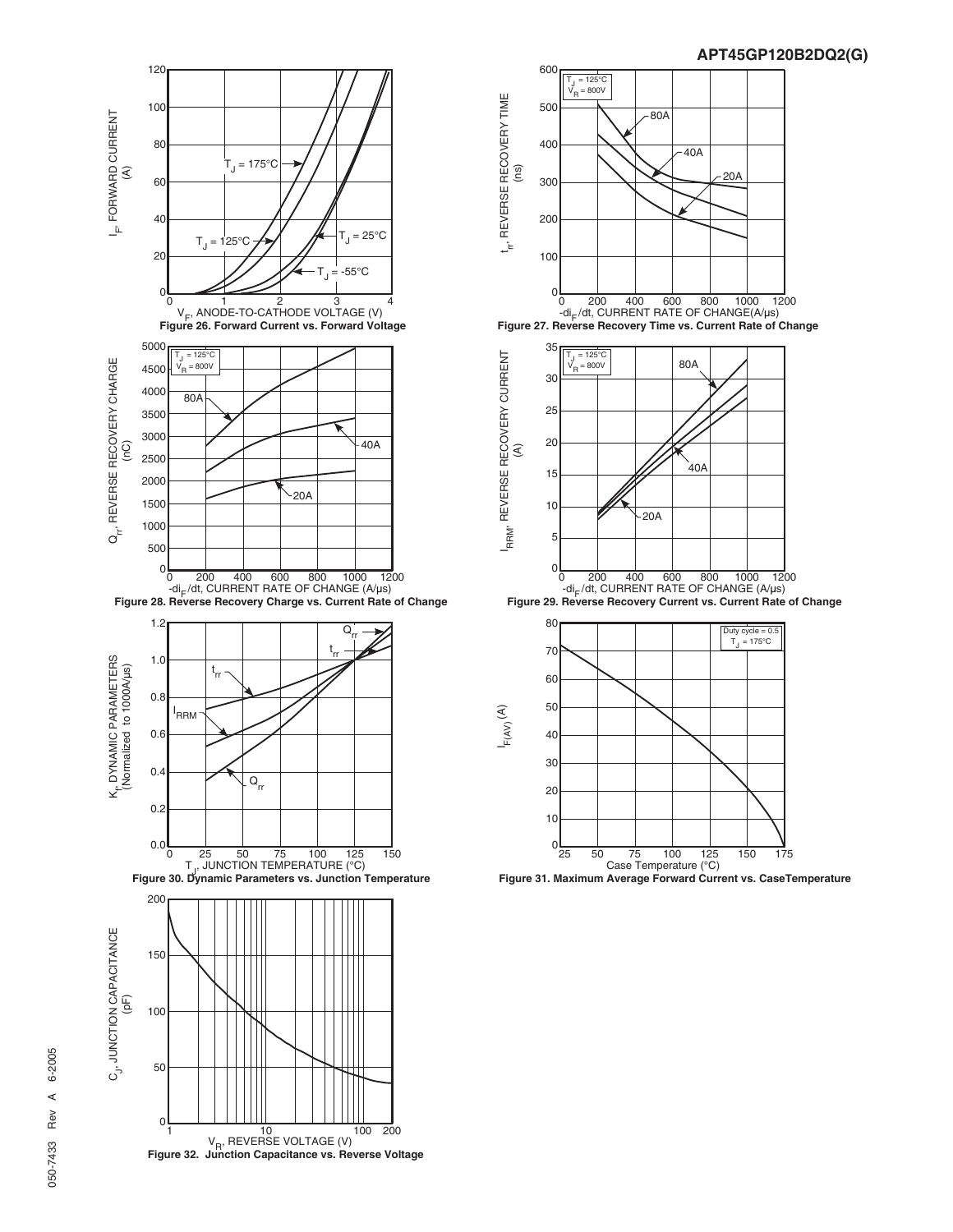$I_F$, FORWARD CURRENT (A)

120
100
80
60
40
20
0

0 1 2 3 4

$V_F$, ANODE-TO-CATHODE VOLTAGE (V)

$T_J$ = 175°C
$T_J$ = 125°C
$T_J$ = 25°C
$T_J$ = -55°C

Figure 26. Forward Current vs. Forward Voltage

$t_{rr}$, REVERSE RECOVERY TIME (ns)

600
500
400
300
200
100
0

0 200 400 600 800 1000 1200

$-di_F/dt$, CURRENT RATE OF CHANGE(A/µs)

$T_J$ = 125°C
$V_R$ = 800V

80A
40A
20A

Figure 27. Reverse Recovery Time vs. Current Rate of Change

$Q_{rr}$, REVERSE RECOVERY CHARGE (nC)

5000
4500
4000
3500
3000
2500
2000
1500
1000
500
0

0 200 400 600 800 1000 1200

$-di_F/dt$, CURRENT RATE OF CHANGE (A/µs)

$T_J$ = 125°C
$V_R$ = 800V

80A
40A
20A

Figure 28. Reverse Recovery Charge vs. Current Rate of Change

$I_{RRM}$, REVERSE RECOVERY CURRENT (A)

35
30
25
20
15
10
5
0

0 200 400 600 800 1000 1200

$-di_F/dt$, CURRENT RATE OF CHANGE (A/µs)

$T_J$ = 125°C
$V_R$ = 800V

80A
40A
20A

Figure 29. Reverse Recovery Current vs. Current Rate of Change

$K_f$, DYNAMIC PARAMETERS (Normalized to 1000A/µs)

1.2
1.0
0.8
0.6
0.4
0.2
0.0

0 25 50 75 100 125 150

$T_J$, JUNCTION TEMPERATURE (°C)

$Q_{rr}$
$t_{rr}$
$t_{rr}$
$I_{RRM}$
$Q_{rr}$

Figure 30. Dynamic Parameters vs. Junction Temperature

$I_{F(AV)}$ (A)

80
70
60
50
40
30
20
10
0

25 50 75 100 125 150 175

Case Temperature (°C)

Duty cycle = 0.5
$T_J$ = 175°C

Figure 31. Maximum Average Forward Current vs. CaseTemperature

$C_J$, JUNCTION CAPACITANCE (pF)

200
150
100
50
0

1 10 100 200

$V_R$, REVERSE VOLTAGE (V)

Figure 32. Junction Capacitance vs. Reverse Voltage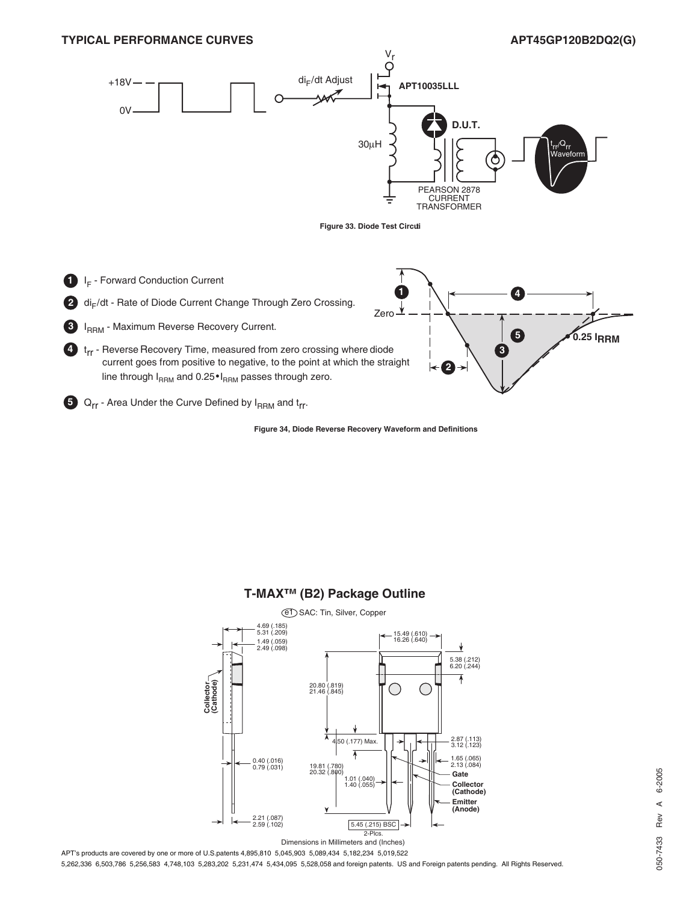+18V

0V

$di_F$/dt Adjust

$V_r$

APT10035LLL

D.U.T.

30μH

PEARSON 2878
CURRENT
TRANSFORMER

$t_{rr}/Q_{rr}$
Waveform

**Figure 33. Diode Test Circuit**

1. $I_F$ - Forward Conduction Current
2. $di_F/dt$ - Rate of Diode Current Change Through Zero Crossing.
3. $I_{RRM}$ - Maximum Reverse Recovery Current.
4. $t_{rr}$ - Reverse Recovery Time, measured from zero crossing where diode current goes from positive to negative, to the point at which the straight line through $I_{RRM}$ and $0.25 \cdot I_{RRM}$ passes through zero.
5. $Q_{rr}$ - Area Under the Curve Defined by $I_{RRM}$ and $t_{rr}$.

Zero

0.25 $I_{RRM}$

**Figure 34, Diode Reverse Recovery Waveform and Definitions**

## T-MAX™ (B2) Package Outline

(e1) SAC: Tin, Silver, Copper

4.69 (.185)
5.31 (.209)
1.49 (.059)
2.49 (.098)

Collector (Cathode)

0.40 (.016)
0.79 (.031)

2.21 (.087)
2.59 (.102)

15.49 (.610)
16.26 (.640)

5.38 (.212)
6.20 (.244)

20.80 (.819)
21.46 (.845)

4.50 (.177) Max.

2.87 (.113)
3.12 (.123)

1.65 (.065)
2.13 (.084)

19.81 (.780)
20.32 (.800)

1.01 (.040)
1.40 (.055)

Gate

Collector (Cathode)

Emitter (Anode)

5.45 (.215) BSC
2-Plcs.

Dimensions in Millimeters and (Inches)

APT's products are covered by one or more of U.S.patents 4,895,810 5,045,903 5,089,434 5,182,234 5,019,522
5,262,336 6,503,786 5,256,583 4,748,103 5,283,202 5,231,474 5,434,095 5,528,058 and foreign patents. US and Foreign patents pending. All Rights Reserved.